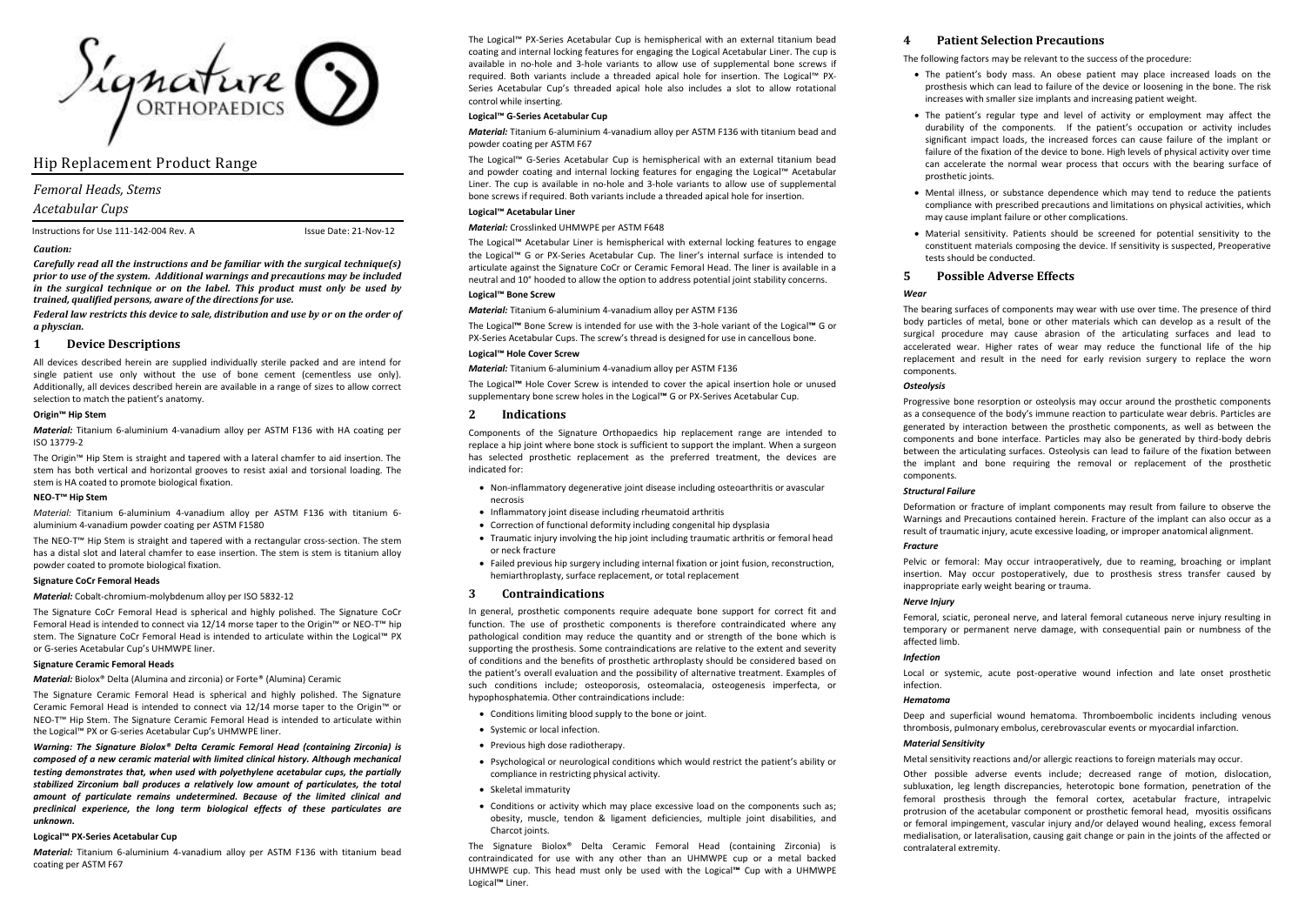Signature ORTHOPAEDICS

# Hip Replacement Product Range

*Femoral Heads, Stems*

*Acetabular Cups*

Instructions for Use 111-142-004 Rev. A Issue Date: 21-Nov-12

*Caution:*

***Carefully read all the instructions and be familiar with the surgical technique(s) prior to use of the system. Additional warnings and precautions may be included in the surgical technique or on the label. This product must only be used by trained, qualified persons, aware of the directions for use.***

***Federal law restricts this device to sale, distribution and use by or on the order of a physcian.***

## 1 Device Descriptions

All devices described herein are supplied individually sterile packed and are intend for single patient use only without the use of bone cement (cementless use only). Additionally, all devices described herein are available in a range of sizes to allow correct selection to match the patient's anatomy.

**Origin™ Hip Stem**

***Material:*** Titanium 6-aluminium 4-vanadium alloy per ASTM F136 with HA coating per ISO 13779-2

The Origin™ Hip Stem is straight and tapered with a lateral chamfer to aid insertion. The stem has both vertical and horizontal grooves to resist axial and torsional loading. The stem is HA coated to promote biological fixation.

**NEO-T™ Hip Stem**

*Material:* Titanium 6-aluminium 4-vanadium alloy per ASTM F136 with titanium 6-aluminium 4-vanadium powder coating per ASTM F1580

The NEO-T™ Hip Stem is straight and tapered with a rectangular cross-section. The stem has a distal slot and lateral chamfer to ease insertion. The stem is stem is titanium alloy powder coated to promote biological fixation.

**Signature CoCr Femoral Heads**

***Material:*** Cobalt-chromium-molybdenum alloy per ISO 5832-12

The Signature CoCr Femoral Head is spherical and highly polished. The Signature CoCr Femoral Head is intended to connect via 12/14 morse taper to the Origin™ or NEO-T™ hip stem. The Signature CoCr Femoral Head is intended to articulate within the Logical™ PX or G-series Acetabular Cup's UHMWPE liner.

**Signature Ceramic Femoral Heads**

***Material:*** Biolox® Delta (Alumina and zirconia) or Forte® (Alumina) Ceramic

The Signature Ceramic Femoral Head is spherical and highly polished. The Signature Ceramic Femoral Head is intended to connect via 12/14 morse taper to the Origin™ or NEO-T™ Hip Stem. The Signature Ceramic Femoral Head is intended to articulate within the Logical™ PX or G-series Acetabular Cup's UHMWPE liner.

***Warning: The Signature Biolox® Delta Ceramic Femoral Head (containing Zirconia) is composed of a new ceramic material with limited clinical history. Although mechanical testing demonstrates that, when used with polyethylene acetabular cups, the partially stabilized Zirconium ball produces a relatively low amount of particulates, the total amount of particulate remains undetermined. Because of the limited clinical and preclinical experience, the long term biological effects of these particulates are unknown.***

**Logical™ PX-Series Acetabular Cup**

***Material:*** Titanium 6-aluminium 4-vanadium alloy per ASTM F136 with titanium bead coating per ASTM F67

The Logical™ PX-Series Acetabular Cup is hemispherical with an external titanium bead coating and internal locking features for engaging the Logical Acetabular Liner. The cup is available in no-hole and 3-hole variants to allow use of supplemental bone screws if required. Both variants include a threaded apical hole for insertion. The Logical™ PX-Series Acetabular Cup's threaded apical hole also includes a slot to allow rotational control while inserting.

**Logical™ G-Series Acetabular Cup**

***Material:*** Titanium 6-aluminium 4-vanadium alloy per ASTM F136 with titanium bead and powder coating per ASTM F67

The Logical™ G-Series Acetabular Cup is hemispherical with an external titanium bead and powder coating and internal locking features for engaging the Logical™ Acetabular Liner. The cup is available in no-hole and 3-hole variants to allow use of supplemental bone screws if required. Both variants include a threaded apical hole for insertion.

**Logical™ Acetabular Liner**

***Material:*** Crosslinked UHMWPE per ASTM F648

The Logical™ Acetabular Liner is hemispherical with external locking features to engage the Logical™ G or PX-Series Acetabular Cup. The liner's internal surface is intended to articulate against the Signature CoCr or Ceramic Femoral Head. The liner is available in a neutral and 10° hooded to allow the option to address potential joint stability concerns.

**Logical™ Bone Screw**

***Material:*** Titanium 6-aluminium 4-vanadium alloy per ASTM F136

The Logical™ Bone Screw is intended for use with the 3-hole variant of the Logical™ G or PX-Series Acetabular Cups. The screw's thread is designed for use in cancellous bone.

**Logical™ Hole Cover Screw**

***Material:*** Titanium 6-aluminium 4-vanadium alloy per ASTM F136

The Logical™ Hole Cover Screw is intended to cover the apical insertion hole or unused supplementary bone screw holes in the Logical™ G or PX-Serives Acetabular Cup.

## 2 Indications

Components of the Signature Orthopaedics hip replacement range are intended to replace a hip joint where bone stock is sufficient to support the implant. When a surgeon has selected prosthetic replacement as the preferred treatment, the devices are indicated for:

- Non-inflammatory degenerative joint disease including osteoarthritis or avascular necrosis
- Inflammatory joint disease including rheumatoid arthritis
- Correction of functional deformity including congenital hip dysplasia
- Traumatic injury involving the hip joint including traumatic arthritis or femoral head or neck fracture
- Failed previous hip surgery including internal fixation or joint fusion, reconstruction, hemiarthroplasty, surface replacement, or total replacement

## 3 Contraindications

In general, prosthetic components require adequate bone support for correct fit and function. The use of prosthetic components is therefore contraindicated where any pathological condition may reduce the quantity and or strength of the bone which is supporting the prosthesis. Some contraindications are relative to the extent and severity of conditions and the benefits of prosthetic arthroplasty should be considered based on the patient's overall evaluation and the possibility of alternative treatment. Examples of such conditions include; osteoporosis, osteomalacia, osteogenesis imperfecta, or hypophosphatemia. Other contraindications include:

- Conditions limiting blood supply to the bone or joint.
- Systemic or local infection.
- Previous high dose radiotherapy.
- Psychological or neurological conditions which would restrict the patient's ability or compliance in restricting physical activity.
- Skeletal immaturity
- Conditions or activity which may place excessive load on the components such as; obesity, muscle, tendon & ligament deficiencies, multiple joint disabilities, and Charcot joints.

The Signature Biolox® Delta Ceramic Femoral Head (containing Zirconia) is contraindicated for use with any other than an UHMWPE cup or a metal backed UHMWPE cup. This head must only be used with the Logical™ Cup with a UHMWPE Logical™ Liner.

## 4 Patient Selection Precautions

The following factors may be relevant to the success of the procedure:

- The patient's body mass. An obese patient may place increased loads on the prosthesis which can lead to failure of the device or loosening in the bone. The risk increases with smaller size implants and increasing patient weight.
- The patient's regular type and level of activity or employment may affect the durability of the components. If the patient's occupation or activity includes significant impact loads, the increased forces can cause failure of the implant or failure of the fixation of the device to bone. High levels of physical activity over time can accelerate the normal wear process that occurs with the bearing surface of prosthetic joints.
- Mental illness, or substance dependence which may tend to reduce the patients compliance with prescribed precautions and limitations on physical activities, which may cause implant failure or other complications.
- Material sensitivity. Patients should be screened for potential sensitivity to the constituent materials composing the device. If sensitivity is suspected, Preoperative tests should be conducted.

## 5 Possible Adverse Effects

***Wear***

The bearing surfaces of components may wear with use over time. The presence of third body particles of metal, bone or other materials which can develop as a result of the surgical procedure may cause abrasion of the articulating surfaces and lead to accelerated wear. Higher rates of wear may reduce the functional life of the hip replacement and result in the need for early revision surgery to replace the worn components.

***Osteolysis***

Progressive bone resorption or osteolysis may occur around the prosthetic components as a consequence of the body's immune reaction to particulate wear debris. Particles are generated by interaction between the prosthetic components, as well as between the components and bone interface. Particles may also be generated by third-body debris between the articulating surfaces. Osteolysis can lead to failure of the fixation between the implant and bone requiring the removal or replacement of the prosthetic components.

***Structural Failure***

Deformation or fracture of implant components may result from failure to observe the Warnings and Precautions contained herein. Fracture of the implant can also occur as a result of traumatic injury, acute excessive loading, or improper anatomical alignment.

***Fracture***

Pelvic or femoral: May occur intraoperatively, due to reaming, broaching or implant insertion. May occur postoperatively, due to prosthesis stress transfer caused by inappropriate early weight bearing or trauma.

***Nerve Injury***

Femoral, sciatic, peroneal nerve, and lateral femoral cutaneous nerve injury resulting in temporary or permanent nerve damage, with consequential pain or numbness of the affected limb.

***Infection***

Local or systemic, acute post-operative wound infection and late onset prosthetic infection.

***Hematoma***

Deep and superficial wound hematoma. Thromboembolic incidents including venous thrombosis, pulmonary embolus, cerebrovascular events or myocardial infarction.

***Material Sensitivity***

Metal sensitivity reactions and/or allergic reactions to foreign materials may occur.

Other possible adverse events include; decreased range of motion, dislocation, subluxation, leg length discrepancies, heterotopic bone formation, penetration of the femoral prosthesis through the femoral cortex, acetabular fracture, intrapelvic protrusion of the acetabular component or prosthetic femoral head, myositis ossificans or femoral impingement, vascular injury and/or delayed wound healing, excess femoral medialisation, or lateralisation, causing gait change or pain in the joints of the affected or contralateral extremity.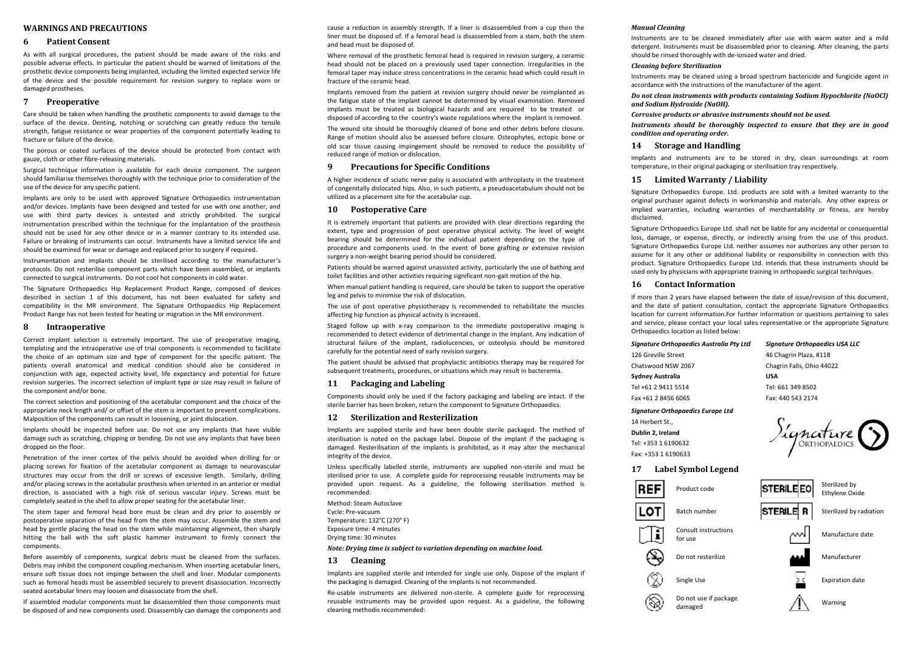## WARNINGS AND PRECAUTIONS

## 6 Patient Consent

As with all surgical procedures, the patient should be made aware of the risks and possible adverse effects. In particular the patient should be warned of limitations of the prosthetic device components being implanted, including the limited expected service life of the device and the possible requirement for revision surgery to replace worn or damaged prostheses.

## 7 Preoperative

Care should be taken when handling the prosthetic components to avoid damage to the surface of the device. Denting, notching or scratching can greatly reduce the tensile strength, fatigue resistance or wear properties of the component potentially leading to fracture or failure of the device.

The porous or coated surfaces of the device should be protected from contact with gauze, cloth or other fibre-releasing materials.

Surgical technique information is available for each device component. The surgeon should familiarise themselves thoroughly with the technique prior to consideration of the use of the device for any specific patient.

Implants are only to be used with approved Signature Orthopaedics instrumentation and/or devices. Implants have been designed and tested for use with one another, and use with third party devices is untested and strictly prohibited. The surgical instrumentation prescribed within the technique for the implantation of the prosthesis should not be used for any other device or in a manner contrary to its intended use. Failure or breaking of instruments can occur. Instruments have a limited service life and should be examined for wear or damage and replaced prior to surgery if required.

Instrumentation and implants should be sterilised according to the manufacturer's protocols. Do not resterilise component parts which have been assembled, or implants connected to surgical instruments. Do not cool hot components in cold water.

The Signature Orthopaedics Hip Replacement Product Range, composed of devices described in section 1 of this document, has not been evaluated for safety and compatibility in the MR environment. The Signature Orthopaedics Hip Replacement Product Range has not been tested for heating or migration in the MR environment.

## 8 Intraoperative

Correct implant selection is extremely important. The use of preoperative imaging, templating and the intraoperative use of trial components is recommended to facilitate the choice of an optimum size and type of component for the specific patient. The patients overall anatomical and medical condition should also be considered in conjunction with age, expected activity level, life expectancy and potential for future revision surgeries. The incorrect selection of implant type or size may result in failure of the component and/or bone.

The correct selection and positioning of the acetabular component and the choice of the appropriate neck length and/ or offset of the stem is important to prevent complications. Malposition of the components can result in loosening, or joint dislocation.

Implants should be inspected before use. Do not use any implants that have visible damage such as scratching, chipping or bending. Do not use any implants that have been dropped on the floor.

Penetration of the inner cortex of the pelvis should be avoided when drilling for or placing screws for fixation of the acetabular component as damage to neurovascular structures may occur from the drill or screws of excessive length. Similarly, drilling and/or placing screws in the acetabular prosthesis when oriented in an anterior or medial direction, is associated with a high risk of serious vascular injury. Screws must be completely seated in the shell to allow proper seating for the acetabular liner.

The stem taper and femoral head bore must be clean and dry prior to assembly or postoperative separation of the head from the stem may occur. Assemble the stem and head by gentle placing the head on the stem while maintaining alignment, then sharply hitting the ball with the soft plastic hammer instrument to firmly connect the components.

Before assembly of components, surgical debris must be cleaned from the surfaces. Debris may inhibit the component coupling mechanism. When inserting acetabular liners, ensure soft tissue does not impinge between the shell and liner. Modular components such as femoral heads must be assembled securely to prevent disassociation. Incorrectly seated acetabular liners may loosen and disassociate from the shell.

If assembled modular components must be disassembled then those components must be disposed of and new components used. Disassembly can damage the components and cause a reduction in assembly strength. If a liner is disassembled from a cup then the liner must be disposed of. If a femoral head is disassembled from a stem, both the stem and head must be disposed of.

Where removal of the prosthetic femoral head is required in revision surgery, a ceramic head should not be placed on a previously used taper connection. Irregularities in the femoral taper may induce stress concentrations in the ceramic head which could result in fracture of the ceramic head.

Implants removed from the patient at revision surgery should never be reimplanted as the fatigue state of the implant cannot be determined by visual examination. Removed implants must be treated as biological hazards and are required to be treated or disposed of according to the country's waste regulations where the implant is removed.

The wound site should be thoroughly cleaned of bone and other debris before closure. Range of motion should also be assessed before closure. Osteophytes, ectopic bone or old scar tissue causing impingement should be removed to reduce the possibility of reduced range of motion or dislocation.

## 9 Precautions for Specific Conditions

A higher incidence of sciatic nerve palsy is associated with arthroplasty in the treatment of congenitally dislocated hips. Also, in such patients, a pseudoacetabulum should not be utilized as a placement site for the acetabular cup.

## 10 Postoperative Care

It is extremely important that patients are provided with clear directions regarding the extent, type and progression of post operative physical activity. The level of weight bearing should be determined for the individual patient depending on the type of procedure and components used. In the event of bone grafting or extensive revision surgery a non-weight bearing period should be considered.

Patients should be warned against unassisted activity, particularly the use of bathing and toilet facilities and other activities requiring significant non-gait motion of the hip.

When manual patient handling is required, care should be taken to support the operative leg and pelvis to minimise the risk of dislocation.

The use of post operative physiotherapy is recommended to rehabilitate the muscles affecting hip function as physical activity is increased.

Staged follow up with x-ray comparison to the immediate postoperative imaging is recommended to detect evidence of detrimental change in the implant. Any indication of structural failure of the implant, radiolucencies, or osteolysis should be monitored carefully for the potential need of early revision surgery.

The patient should be advised that prophylactic antibiotics therapy may be required for subsequent treatments, procedures, or situations which may result in bacteremia.

## 11 Packaging and Labeling

Components should only be used if the factory packaging and labeling are intact. If the sterile barrier has been broken, return the component to Signature Orthopaedics.

## 12 Sterilization and Resterilization

Implants are supplied sterile and have been double sterile packaged. The method of sterilisation is noted on the package label. Dispose of the implant if the packaging is damaged. Resterilisation of the implants is prohibited, as it may alter the mechanical integrity of the device.

Unless specifically labelled sterile, instruments are supplied non-sterile and must be sterilised prior to use. A complete guide for reprocessing reusable instruments may be provided upon request. As a guideline, the following sterilisation method is recommended:

Method: Steam Autoclave
Cycle: Pre-vacuum
Temperature: 132°C (270° F)
Exposure time: 4 minutes
Drying time: 30 minutes

***Note: Drying time is subject to variation depending on machine load.***

## 13 Cleaning

Implants are supplied sterile and intended for single use only. Dispose of the implant if the packaging is damaged. Cleaning of the implants is not recommended.

Re-usable instruments are delivered non-sterile. A complete guide for reprocessing reusable instruments may be provided upon request. As a guideline, the following cleaning methodis recommended:

***Manual Cleaning***

Instruments are to be cleaned immediately after use with warm water and a mild detergent. Instruments must be disassembled prior to cleaning. After cleaning, the parts should be rinsed thoroughly with de-ionized water and dried.

***Cleaning before Sterilisation***

Instruments may be cleaned using a broad spectrum bactericide and fungicide agent in accordance with the instructions of the manufacturer of the agent.

***Do not clean instruments with products containing Sodium Hypochlorite (NaOCl) and Sodium Hydroxide (NaOH).***

***Corrosive products or abrasive instruments should not be used.***

***Instruments should be thoroughly inspected to ensure that they are in good condition and operating order.***

## 14 Storage and Handling

Implants and instruments are to be stored in dry, clean surroundings at room temperature, in their original packaging or sterilisation tray respectively.

## 15 Limited Warranty / Liability

Signature Orthopaedics Europe. Ltd. products are sold with a limited warranty to the original purchaser against defects in workmanship and materials. Any other express or implied warranties, including warranties of merchantability or fitness, are hereby disclaimed.

Signature Orthopaedics Europe Ltd. shall not be liable for any incidental or consequential loss, damage, or expense, directly, or indirectly arising from the use of this product. Signature Orthopaedics Europe Ltd. neither assumes nor authorizes any other person to assume for it any other or additional liability or responsibility in connection with this product. Signature Orthopaedics Europe Ltd. intends that these instruments should be used only by physicians with appropriate training in orthopaedic surgical techniques.

## 16 Contact Information

If more than 2 years have elapsed between the date of issue/revision of this document, and the date of patient consultation, contact the appropriate Signature Orthopaedics location for current information.For further information or questions pertaining to sales and service, please contact your local sales representative or the appropriate Signature Orthopaedics location as listed below:

***Signature Orthopaedics Australia Pty Ltd***
126 Greville Street
Chatswood NSW 2067
**Sydney Australia**
Tel +61 2 9411 5514
Fax +61 2 8456 6065

***Signature Orthopaedics USA LLC***
46 Chagrin Plaza, #118
Chagrin Falls, Ohio 44022
**USA**
Tel: 661 349 8502
Fax: 440 543 2174

***Signature Orthopaedics Europe Ltd***
14 Herbert St.,
**Dublin 2, Ireland**
Tel: +353 1 6190632
Fax: +353 1 6190633

## 17 Label Symbol Legend

| Symbol | Meaning | Symbol | Meaning |
|---|---|---|---|
| REF | Product code | STERILE EO | Sterilized by Ethylene Oxide |
| LOT | Batch number | STERILE R | Sterilized by radiation |
| | Consult instructions for use | | Manufacture date |
| | Do not resterilize | | Manufacturer |
| | Single Use | | Expiration date |
| | Do not use if package damaged | | Warning |